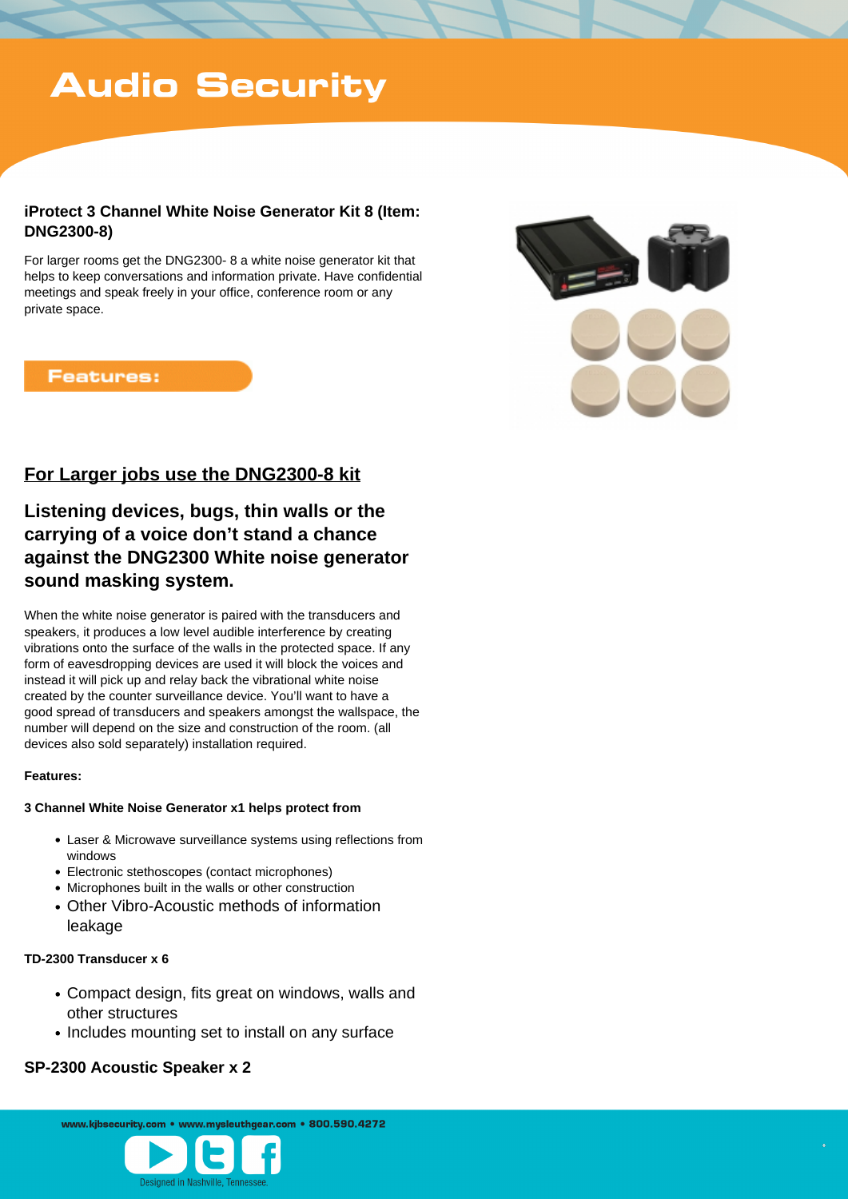# Audio Security

**iProtect 3 Channel White Noise Generator Kit 8 (Item: DNG2300-8)**

For larger rooms get the DNG2300- 8 a white noise generator kit that helps to keep conversations and information private. Have confidential meetings and speak freely in your office, conference room or any private space.

## Features:

### <u>For Larger jobs use the DNG2300-8 kit</u>

### Listening devices, bugs, thin walls or the carrying of a voice don't stand a chance against the DNG2300 White noise generator sound masking system.

When the white noise generator is paired with the transducers and speakers, it produces a low level audible interference by creating vibrations onto the surface of the walls in the protected space. If any form of eavesdropping devices are used it will block the voices and instead it will pick up and relay back the vibrational white noise created by the counter surveillance device. You'll want to have a good spread of transducers and speakers amongst the wallspace, the number will depend on the size and construction of the room. (all devices also sold separately) installation required.

**Features:**

**3 Channel White Noise Generator x1 helps protect from**

- Laser & Microwave surveillance systems using reflections from windows
- Electronic stethoscopes (contact microphones)
- Microphones built in the walls or other construction
- Other Vibro-Acoustic methods of information leakage

**TD-2300 Transducer x 6**

- Compact design, fits great on windows, walls and other structures
- Includes mounting set to install on any surface

**SP-2300 Acoustic Speaker x 2**

www.kjbsecurity.com • www.mysleuthgear.com • 800.590.4272

Designed in Nashville, Tennessee.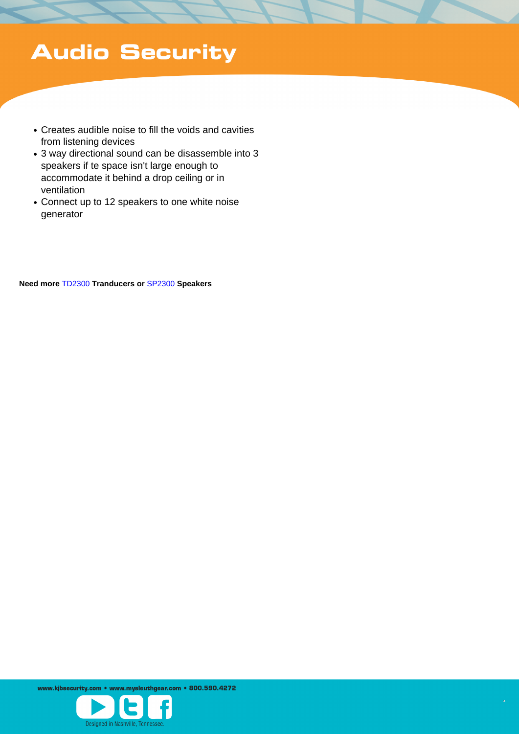# Audio Security

- Creates audible noise to fill the voids and cavities from listening devices
- 3 way directional sound can be disassemble into 3 speakers if te space isn't large enough to accommodate it behind a drop ceiling or in ventilation
- Connect up to 12 speakers to one white noise generator

**Need more** TD2300 **Tranducers or** SP2300 **Speakers**

www.kjbsecurity.com • www.mysleuthgear.com • 800.590.4272

Designed in Nashville, Tennessee.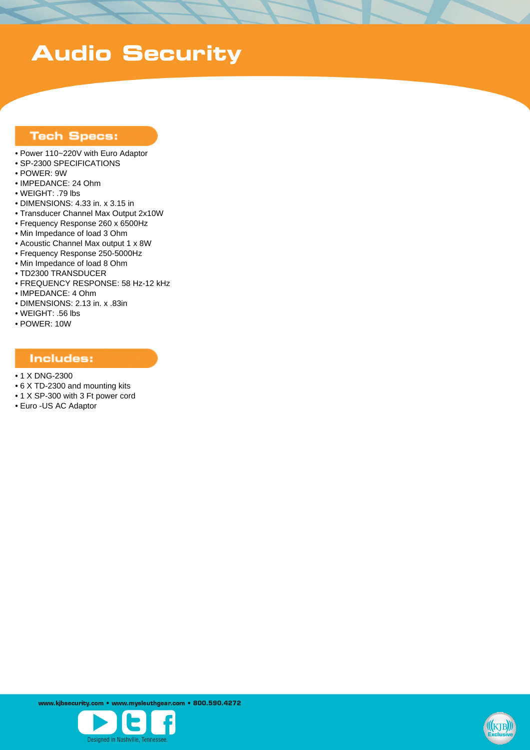# Audio Security

## Tech Specs:

- Power 110~220V with Euro Adaptor
- SP-2300 SPECIFICATIONS
- POWER: 9W
- IMPEDANCE: 24 Ohm
- WEIGHT: .79 lbs
- DIMENSIONS: 4.33 in. x 3.15 in
- Transducer Channel Max Output 2x10W
- Frequency Response 260 x 6500Hz
- Min Impedance of load 3 Ohm
- Acoustic Channel Max output 1 x 8W
- Frequency Response 250-5000Hz
- Min Impedance of load 8 Ohm
- TD2300 TRANSDUCER
- FREQUENCY RESPONSE: 58 Hz-12 kHz
- IMPEDANCE: 4 Ohm
- DIMENSIONS: 2.13 in. x .83in
- WEIGHT: .56 lbs
- POWER: 10W

## Includes:

- 1 X DNG-2300
- 6 X TD-2300 and mounting kits
- 1 X SP-300 with 3 Ft power cord
- Euro -US AC Adaptor

www.kjbsecurity.com • www.mysleuthgear.com • 800.590.4272

Designed in Nashville, Tennessee.